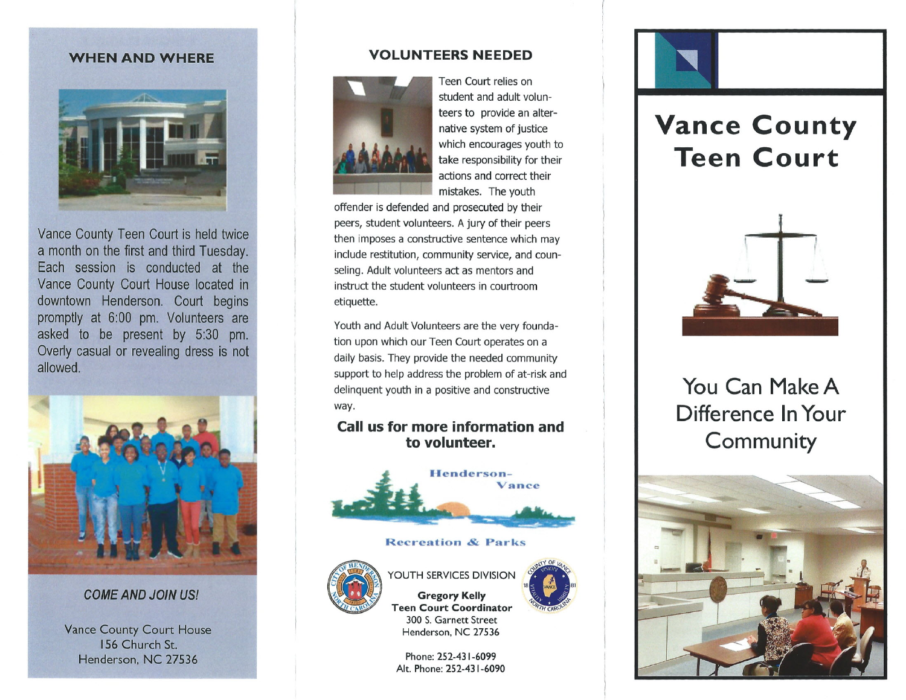## WHEN AND WHERE

Vance County Teen Court is held twice a month on the first and third Tuesday. Each session is conducted at the Vance County Court House located in downtown Henderson. Court begins promptly at 6:00 pm. Volunteers are asked to be present by 5:30 pm. Overly casual or revealing dress is not allowed.

*COME AND JOIN US!*

Vance County Court House
156 Church St.
Henderson, NC 27536

## VOLUNTEERS NEEDED

Teen Court relies on student and adult volunteers to provide an alternative system of justice which encourages youth to take responsibility for their actions and correct their mistakes. The youth offender is defended and prosecuted by their peers, student volunteers. A jury of their peers then imposes a constructive sentence which may include restitution, community service, and counseling. Adult volunteers act as mentors and instruct the student volunteers in courtroom etiquette.

Youth and Adult Volunteers are the very foundation upon which our Teen Court operates on a daily basis. They provide the needed community support to help address the problem of at-risk and delinquent youth in a positive and constructive way.

**Call us for more information and to volunteer.**

Henderson-Vance

Recreation & Parks

YOUTH SERVICES DIVISION

**Gregory Kelly**
**Teen Court Coordinator**
300 S. Garnett Street
Henderson, NC 27536

Phone: 252-431-6099
Alt. Phone: 252-431-6090

# Vance County Teen Court

## You Can Make A Difference In Your Community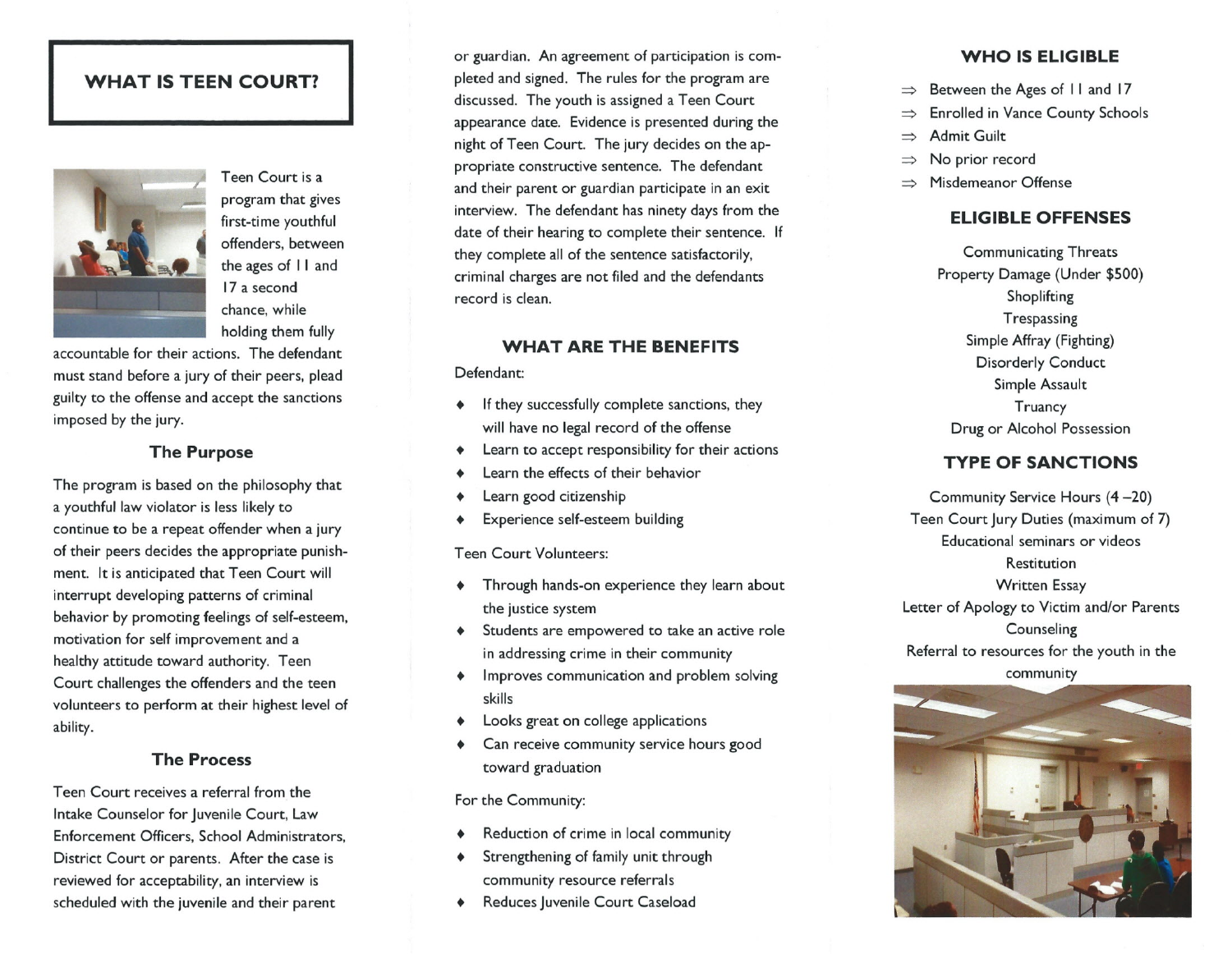## WHAT IS TEEN COURT?

Teen Court is a program that gives first-time youthful offenders, between the ages of 11 and 17 a second chance, while holding them fully accountable for their actions. The defendant must stand before a jury of their peers, plead guilty to the offense and accept the sanctions imposed by the jury.

### The Purpose

The program is based on the philosophy that a youthful law violator is less likely to continue to be a repeat offender when a jury of their peers decides the appropriate punishment. It is anticipated that Teen Court will interrupt developing patterns of criminal behavior by promoting feelings of self-esteem, motivation for self improvement and a healthy attitude toward authority. Teen Court challenges the offenders and the teen volunteers to perform at their highest level of ability.

### The Process

Teen Court receives a referral from the Intake Counselor for Juvenile Court, Law Enforcement Officers, School Administrators, District Court or parents. After the case is reviewed for acceptability, an interview is scheduled with the juvenile and their parent or guardian. An agreement of participation is completed and signed. The rules for the program are discussed. The youth is assigned a Teen Court appearance date. Evidence is presented during the night of Teen Court. The jury decides on the appropriate constructive sentence. The defendant and their parent or guardian participate in an exit interview. The defendant has ninety days from the date of their hearing to complete their sentence. If they complete all of the sentence satisfactorily, criminal charges are not filed and the defendants record is clean.

## WHAT ARE THE BENEFITS

Defendant:

- If they successfully complete sanctions, they will have no legal record of the offense
- Learn to accept responsibility for their actions
- Learn the effects of their behavior
- Learn good citizenship
- Experience self-esteem building

Teen Court Volunteers:

- Through hands-on experience they learn about the justice system
- Students are empowered to take an active role in addressing crime in their community
- Improves communication and problem solving skills
- Looks great on college applications
- Can receive community service hours good toward graduation

For the Community:

- Reduction of crime in local community
- Strengthening of family unit through community resource referrals
- Reduces Juvenile Court Caseload

## WHO IS ELIGIBLE

- ⇒ Between the Ages of 11 and 17
- ⇒ Enrolled in Vance County Schools
- ⇒ Admit Guilt
- ⇒ No prior record
- ⇒ Misdemeanor Offense

## ELIGIBLE OFFENSES

Communicating Threats
Property Damage (Under $500)
Shoplifting
Trespassing
Simple Affray (Fighting)
Disorderly Conduct
Simple Assault
Truancy
Drug or Alcohol Possession

## TYPE OF SANCTIONS

Community Service Hours (4 –20)
Teen Court Jury Duties (maximum of 7)
Educational seminars or videos
Restitution
Written Essay
Letter of Apology to Victim and/or Parents
Counseling
Referral to resources for the youth in the community